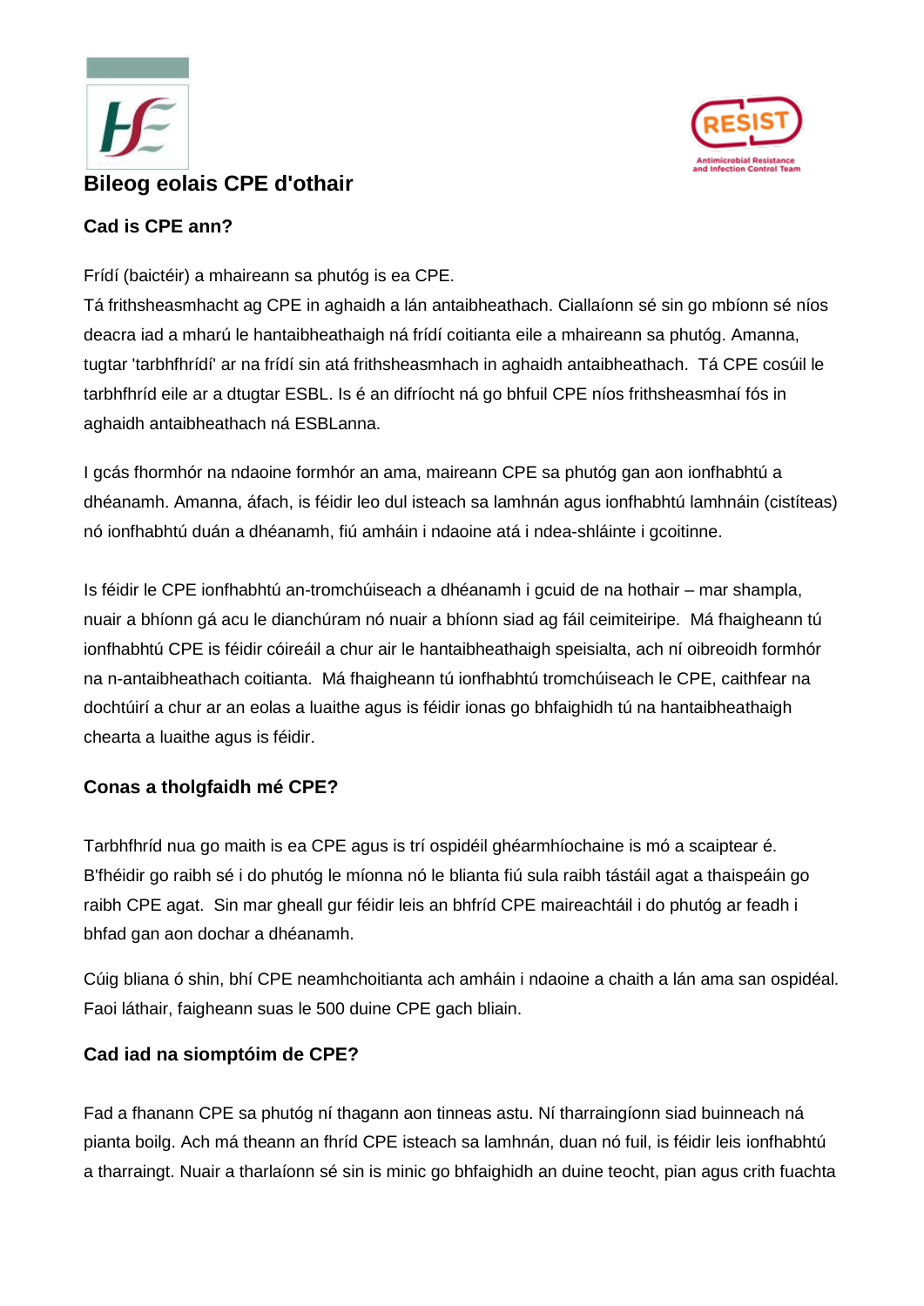# Bileog eolais CPE d'othair

## Cad is CPE ann?

Frídí (baictéir) a mhaireann sa phutóg is ea CPE.
Tá frithsheasmhacht ag CPE in aghaidh a lán antaibheathach. Ciallaíonn sé sin go mbíonn sé níos deacra iad a mharú le hantaibheathaigh ná frídí coitianta eile a mhaireann sa phutóg. Amanna, tugtar 'tarbhfhrídí' ar na frídí sin atá frithsheasmhach in aghaidh antaibheathach. Tá CPE cosúil le tarbhfhríd eile ar a dtugtar ESBL. Is é an difríocht ná go bhfuil CPE níos frithsheasmhaí fós in aghaidh antaibheathach ná ESBLanna.

I gcás fhormhór na ndaoine formhór an ama, maireann CPE sa phutóg gan aon ionfhabhtú a dhéanamh. Amanna, áfach, is féidir leo dul isteach sa lamhnán agus ionfhabhtú lamhnáin (cistíteas) nó ionfhabhtú duán a dhéanamh, fiú amháin i ndaoine atá i ndea-shláinte i gcoitinne.

Is féidir le CPE ionfhabhtú an-tromchúiseach a dhéanamh i gcuid de na hothair – mar shampla, nuair a bhíonn gá acu le dianchúram nó nuair a bhíonn siad ag fáil ceimiteiripe. Má fhaigheann tú ionfhabhtú CPE is féidir cóireáil a chur air le hantaibheathaigh speisialta, ach ní oibreoidh formhór na n-antaibheathach coitianta. Má fhaigheann tú ionfhabhtú tromchúiseach le CPE, caithfear na dochtúirí a chur ar an eolas a luaithe agus is féidir ionas go bhfaighidh tú na hantaibheathaigh chearta a luaithe agus is féidir.

## Conas a tholgfaidh mé CPE?

Tarbhfhríd nua go maith is ea CPE agus is trí ospidéil ghéarmhíochaine is mó a scaiptear é. B'fhéidir go raibh sé i do phutóg le míonna nó le blianta fiú sula raibh tástáil agat a thaispeáin go raibh CPE agat. Sin mar gheall gur féidir leis an bhfríd CPE maireachtáil i do phutóg ar feadh i bhfad gan aon dochar a dhéanamh.

Cúig bliana ó shin, bhí CPE neamhchoitianta ach amháin i ndaoine a chaith a lán ama san ospidéal. Faoi láthair, faigheann suas le 500 duine CPE gach bliain.

## Cad iad na siomptóim de CPE?

Fad a fhanann CPE sa phutóg ní thagann aon tinneas astu. Ní tharraingíonn siad buinneach ná pianta boilg. Ach má theann an fhríd CPE isteach sa lamhnán, duan nó fuil, is féidir leis ionfhabhtú a tharraingt. Nuair a tharlaíonn sé sin is minic go bhfaighidh an duine teocht, pian agus crith fuachta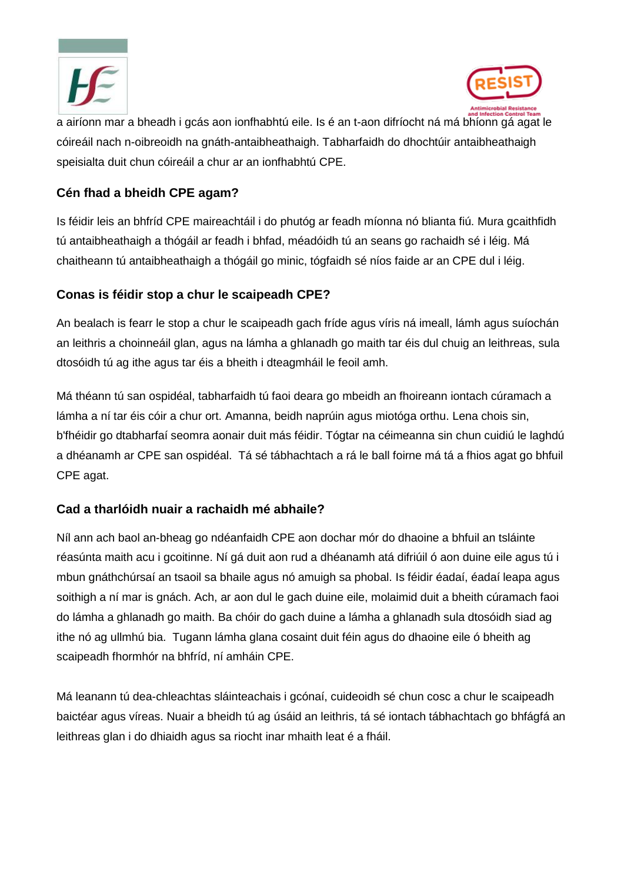a airíonn mar a bheadh i gcás aon ionfhabhtú eile. Is é an t-aon difríocht ná má bhíonn gá agat le cóireáil nach n-oibreoidh na gnáth-antaibheathaigh. Tabharfaidh do dhochtúir antaibheathaigh speisialta duit chun cóireáil a chur ar an ionfhabhtú CPE.

### Cén fhad a bheidh CPE agam?

Is féidir leis an bhfríd CPE maireachtáil i do phutóg ar feadh míonna nó blianta fiú. Mura gcaithfidh tú antaibheathaigh a thógáil ar feadh i bhfad, méadóidh tú an seans go rachaidh sé i léig. Má chaitheann tú antaibheathaigh a thógáil go minic, tógfaidh sé níos faide ar an CPE dul i léig.

### Conas is féidir stop a chur le scaipeadh CPE?

An bealach is fearr le stop a chur le scaipeadh gach fríde agus víris ná imeall, lámh agus suíochán an leithris a choinneáil glan, agus na lámha a ghlanadh go maith tar éis dul chuig an leithreas, sula dtosóidh tú ag ithe agus tar éis a bheith i dteagmháil le feoil amh.

Má théann tú san ospidéal, tabharfaidh tú faoi deara go mbeidh an fhoireann iontach cúramach a lámha a ní tar éis cóir a chur ort. Amanna, beidh naprúin agus miotóga orthu. Lena chois sin, b'fhéidir go dtabharfaí seomra aonair duit más féidir. Tógtar na céimeanna sin chun cuidiú le laghdú a dhéanamh ar CPE san ospidéal. Tá sé tábhachtach a rá le ball foirne má tá a fhios agat go bhfuil CPE agat.

### Cad a tharlóidh nuair a rachaidh mé abhaile?

Níl ann ach baol an-bheag go ndéanfaidh CPE aon dochar mór do dhaoine a bhfuil an tsláinte réasúnta maith acu i gcoitinne. Ní gá duit aon rud a dhéanamh atá difriúil ó aon duine eile agus tú i mbun gnáthchúrsaí an tsaoil sa bhaile agus nó amuigh sa phobal. Is féidir éadaí, éadaí leapa agus soithigh a ní mar is gnách. Ach, ar aon dul le gach duine eile, molaimid duit a bheith cúramach faoi do lámha a ghlanadh go maith. Ba chóir do gach duine a lámha a ghlanadh sula dtosóidh siad ag ithe nó ag ullmhú bia. Tugann lámha glana cosaint duit féin agus do dhaoine eile ó bheith ag scaipeadh fhormhór na bhfríd, ní amháin CPE.

Má leanann tú dea-chleachtas sláinteachais i gcónaí, cuideoidh sé chun cosc a chur le scaipeadh baictéar agus víreas. Nuair a bheidh tú ag úsáid an leithris, tá sé iontach tábhachtach go bhfágfá an leithreas glan i do dhiaidh agus sa riocht inar mhaith leat é a fháil.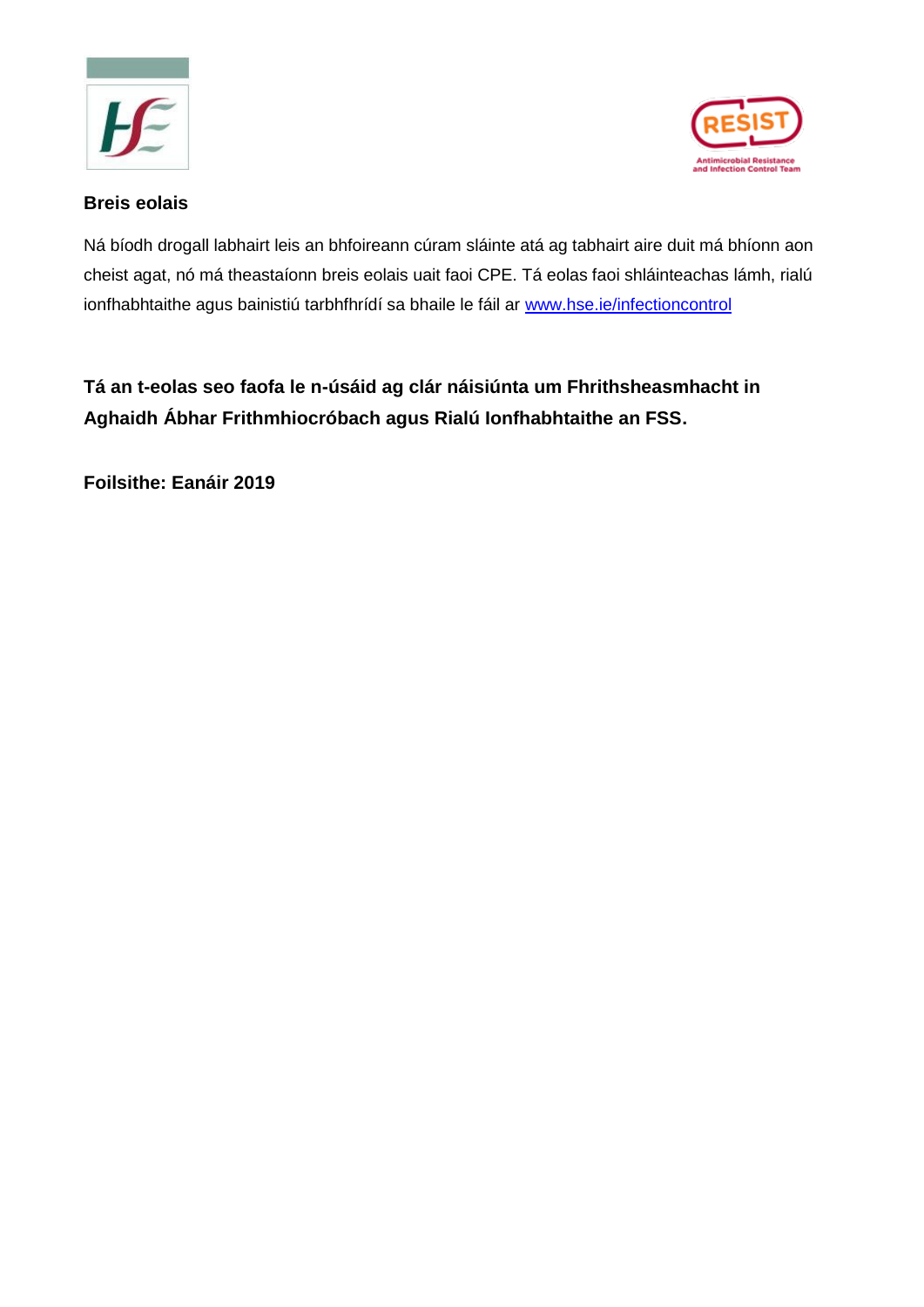## Breis eolais

Ná bíodh drogall labhairt leis an bhfoireann cúram sláinte atá ag tabhairt aire duit má bhíonn aon cheist agat, nó má theastaíonn breis eolais uait faoi CPE. Tá eolas faoi shláinteachas lámh, rialú ionfhabhtaithe agus bainistiú tarbhfhrídí sa bhaile le fáil ar [www.hse.ie/infectioncontrol](http://www.hse.ie/infectioncontrol)

**Tá an t-eolas seo faofa le n-úsáid ag clár náisiúnta um Fhrithsheasmhacht in Aghaidh Ábhar Frithmhiocróbach agus Rialú Ionfhabhtaithe an FSS.**

**Foilsithe: Eanáir 2019**